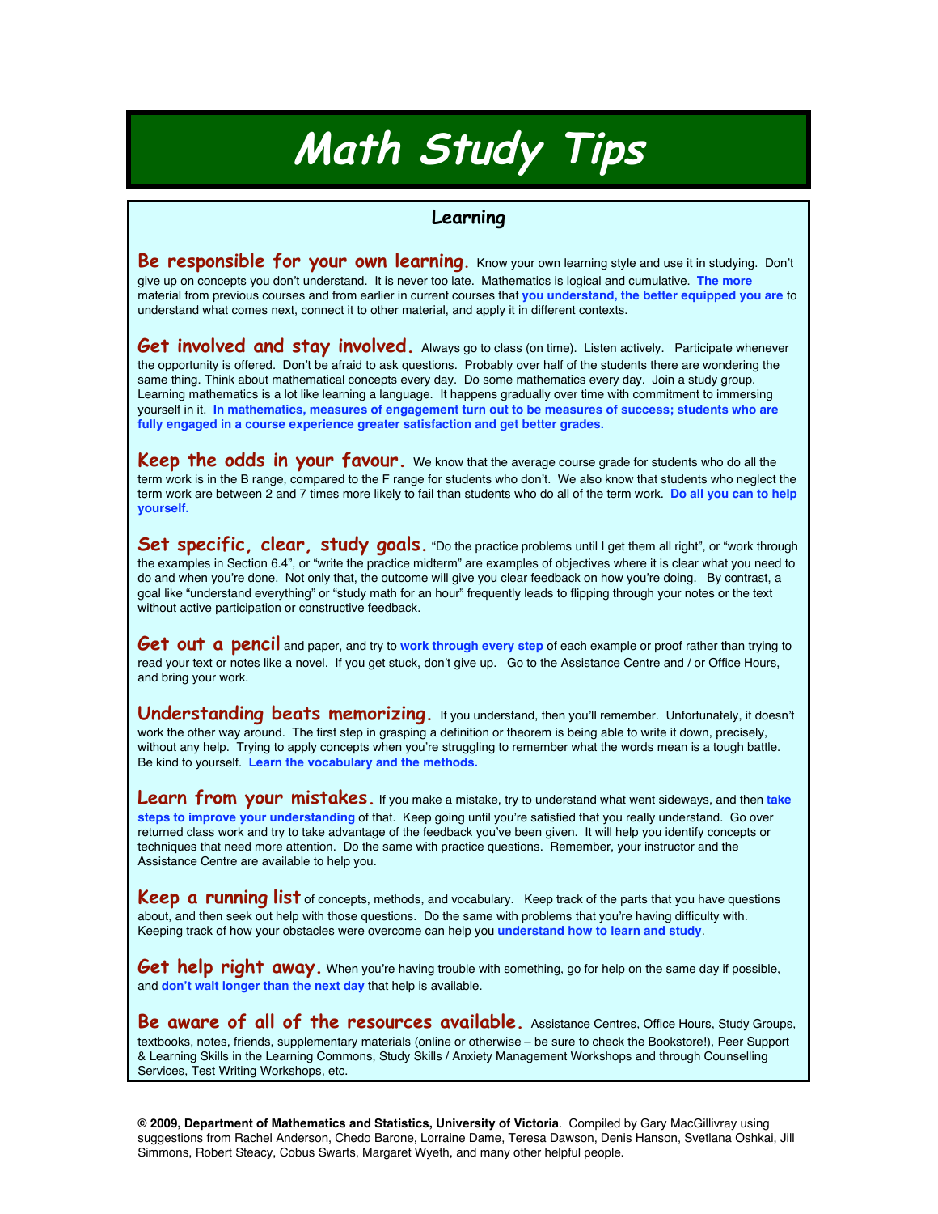# Math Study Tips

## Learning

**Be responsible for your own learning.** Know your own learning style and use it in studying. Don't give up on concepts you don't understand. It is never too late. Mathematics is logical and cumulative. **The more** material from previous courses and from earlier in current courses that **you understand, the better equipped you are** to understand what comes next, connect it to other material, and apply it in different contexts.

**Get involved and stay involved.** Always go to class (on time). Listen actively. Participate whenever the opportunity is offered. Don't be afraid to ask questions. Probably over half of the students there are wondering the same thing. Think about mathematical concepts every day. Do some mathematics every day. Join a study group. Learning mathematics is a lot like learning a language. It happens gradually over time with commitment to immersing yourself in it. **In mathematics, measures of engagement turn out to be measures of success; students who are fully engaged in a course experience greater satisfaction and get better grades.**

**Keep the odds in your favour.** We know that the average course grade for students who do all the term work is in the B range, compared to the F range for students who don't. We also know that students who neglect the term work are between 2 and 7 times more likely to fail than students who do all of the term work. **Do all you can to help yourself.**

**Set specific, clear, study goals.** "Do the practice problems until I get them all right", or "work through the examples in Section 6.4", or "write the practice midterm" are examples of objectives where it is clear what you need to do and when you're done. Not only that, the outcome will give you clear feedback on how you're doing. By contrast, a goal like "understand everything" or "study math for an hour" frequently leads to flipping through your notes or the text without active participation or constructive feedback.

**Get out a pencil** and paper, and try to **work through every step** of each example or proof rather than trying to read your text or notes like a novel. If you get stuck, don't give up. Go to the Assistance Centre and / or Office Hours, and bring your work.

**Understanding beats memorizing.** If you understand, then you'll remember. Unfortunately, it doesn't work the other way around. The first step in grasping a definition or theorem is being able to write it down, precisely, without any help. Trying to apply concepts when you're struggling to remember what the words mean is a tough battle. Be kind to yourself. **Learn the vocabulary and the methods.**

**Learn from your mistakes.** If you make a mistake, try to understand what went sideways, and then **take steps to improve your understanding** of that. Keep going until you're satisfied that you really understand. Go over returned class work and try to take advantage of the feedback you've been given. It will help you identify concepts or techniques that need more attention. Do the same with practice questions. Remember, your instructor and the Assistance Centre are available to help you.

**Keep a running list** of concepts, methods, and vocabulary. Keep track of the parts that you have questions about, and then seek out help with those questions. Do the same with problems that you're having difficulty with. Keeping track of how your obstacles were overcome can help you **understand how to learn and study**.

**Get help right away.** When you're having trouble with something, go for help on the same day if possible, and **don't wait longer than the next day** that help is available.

**Be aware of all of the resources available.** Assistance Centres, Office Hours, Study Groups, textbooks, notes, friends, supplementary materials (online or otherwise – be sure to check the Bookstore!), Peer Support & Learning Skills in the Learning Commons, Study Skills / Anxiety Management Workshops and through Counselling Services, Test Writing Workshops, etc.

**© 2009, Department of Mathematics and Statistics, University of Victoria**. Compiled by Gary MacGillivray using suggestions from Rachel Anderson, Chedo Barone, Lorraine Dame, Teresa Dawson, Denis Hanson, Svetlana Oshkai, Jill Simmons, Robert Steacy, Cobus Swarts, Margaret Wyeth, and many other helpful people.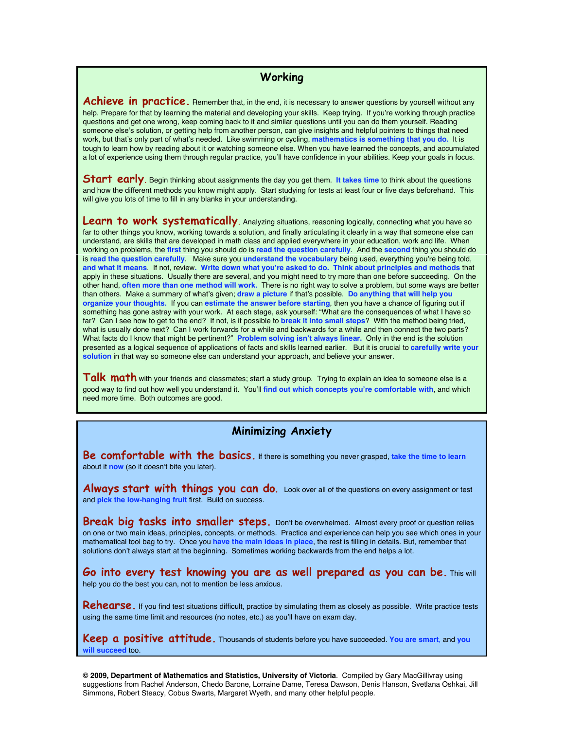## Working

**Achieve in practice.** Remember that, in the end, it is necessary to answer questions by yourself without any help. Prepare for that by learning the material and developing your skills. Keep trying. If you're working through practice questions and get one wrong, keep coming back to it and similar questions until you can do them yourself. Reading someone else's solution, or getting help from another person, can give insights and helpful pointers to things that need work, but that's only part of what's needed. Like swimming or cycling, **mathematics is something that you do.** It is tough to learn how by reading about it or watching someone else. When you have learned the concepts, and accumulated a lot of experience using them through regular practice, you'll have confidence in your abilities. Keep your goals in focus.

**Start early.** Begin thinking about assignments the day you get them. **It takes time** to think about the questions and how the different methods you know might apply. Start studying for tests at least four or five days beforehand. This will give you lots of time to fill in any blanks in your understanding.

**Learn to work systematically.** Analyzing situations, reasoning logically, connecting what you have so far to other things you know, working towards a solution, and finally articulating it clearly in a way that someone else can understand, are skills that are developed in math class and applied everywhere in your education, work and life. When working on problems, the **first** thing you should do is **read the question carefully**. And the **second** thing you should do is **read the question carefully**. Make sure you **understand the vocabulary** being used, everything you're being told, **and what it means**. If not, review. **Write down what you're asked to do. Think about principles and methods** that apply in these situations. Usually there are several, and you might need to try more than one before succeeding. On the other hand, **often more than one method will work.** There is no right way to solve a problem, but some ways are better than others. Make a summary of what's given; **draw a picture** if that's possible. **Do anything that will help you organize your thoughts.** If you can **estimate the answer before starting**, then you have a chance of figuring out if something has gone astray with your work. At each stage, ask yourself: "What are the consequences of what I have so far? Can I see how to get to the end? If not, is it possible to **break it into small steps**? With the method being tried, what is usually done next? Can I work forwards for a while and backwards for a while and then connect the two parts? What facts do I know that might be pertinent?" **Problem solving isn't always linear.** Only in the end is the solution presented as a logical sequence of applications of facts and skills learned earlier. But it is crucial to **carefully write your solution** in that way so someone else can understand your approach, and believe your answer.

**Talk math** with your friends and classmates; start a study group. Trying to explain an idea to someone else is a good way to find out how well you understand it. You'll **find out which concepts you're comfortable with**, and which need more time. Both outcomes are good.

## Minimizing Anxiety

**Be comfortable with the basics.** If there is something you never grasped, **take the time to learn** about it **now** (so it doesn't bite you later).

**Always start with things you can do.** Look over all of the questions on every assignment or test and **pick the low-hanging fruit** first. Build on success.

**Break big tasks into smaller steps.** Don't be overwhelmed. Almost every proof or question relies on one or two main ideas, principles, concepts, or methods. Practice and experience can help you see which ones in your mathematical tool bag to try. Once you **have the main ideas in place**, the rest is filling in details. But, remember that solutions don't always start at the beginning. Sometimes working backwards from the end helps a lot.

**Go into every test knowing you are as well prepared as you can be.** This will help you do the best you can, not to mention be less anxious.

**Rehearse.** If you find test situations difficult, practice by simulating them as closely as possible. Write practice tests using the same time limit and resources (no notes, etc.) as you'll have on exam day.

**Keep a positive attitude.** Thousands of students before you have succeeded. **You are smart**, and **you will succeed** too.

**© 2009, Department of Mathematics and Statistics, University of Victoria**. Compiled by Gary MacGillivray using suggestions from Rachel Anderson, Chedo Barone, Lorraine Dame, Teresa Dawson, Denis Hanson, Svetlana Oshkai, Jill Simmons, Robert Steacy, Cobus Swarts, Margaret Wyeth, and many other helpful people.